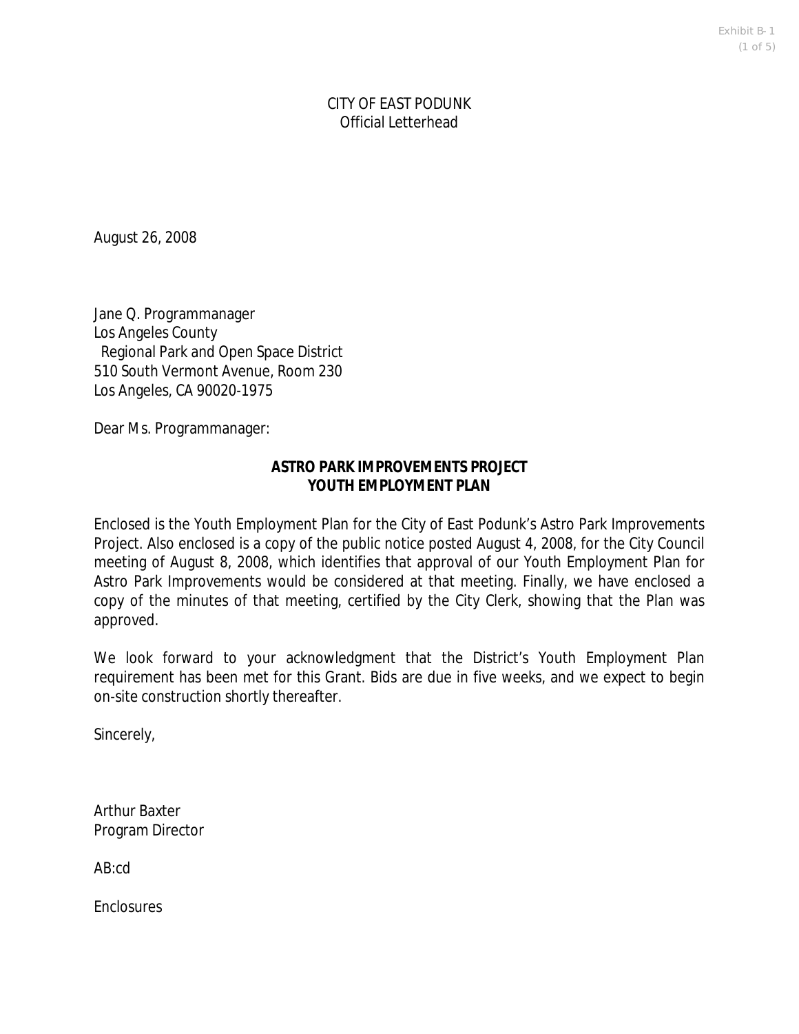CITY OF EAST PODUNK
Official Letterhead

August 26, 2008

Jane Q. Programmanager
Los Angeles County
Regional Park and Open Space District
510 South Vermont Avenue, Room 230
Los Angeles, CA 90020-1975

Dear Ms. Programmanager:

**ASTRO PARK IMPROVEMENTS PROJECT**
**YOUTH EMPLOYMENT PLAN**

Enclosed is the Youth Employment Plan for the City of East Podunk's Astro Park Improvements Project. Also enclosed is a copy of the public notice posted August 4, 2008, for the City Council meeting of August 8, 2008, which identifies that approval of our Youth Employment Plan for Astro Park Improvements would be considered at that meeting. Finally, we have enclosed a copy of the minutes of that meeting, certified by the City Clerk, showing that the Plan was approved.

We look forward to your acknowledgment that the District's Youth Employment Plan requirement has been met for this Grant. Bids are due in five weeks, and we expect to begin on-site construction shortly thereafter.

Sincerely,

Arthur Baxter
Program Director

AB:cd

Enclosures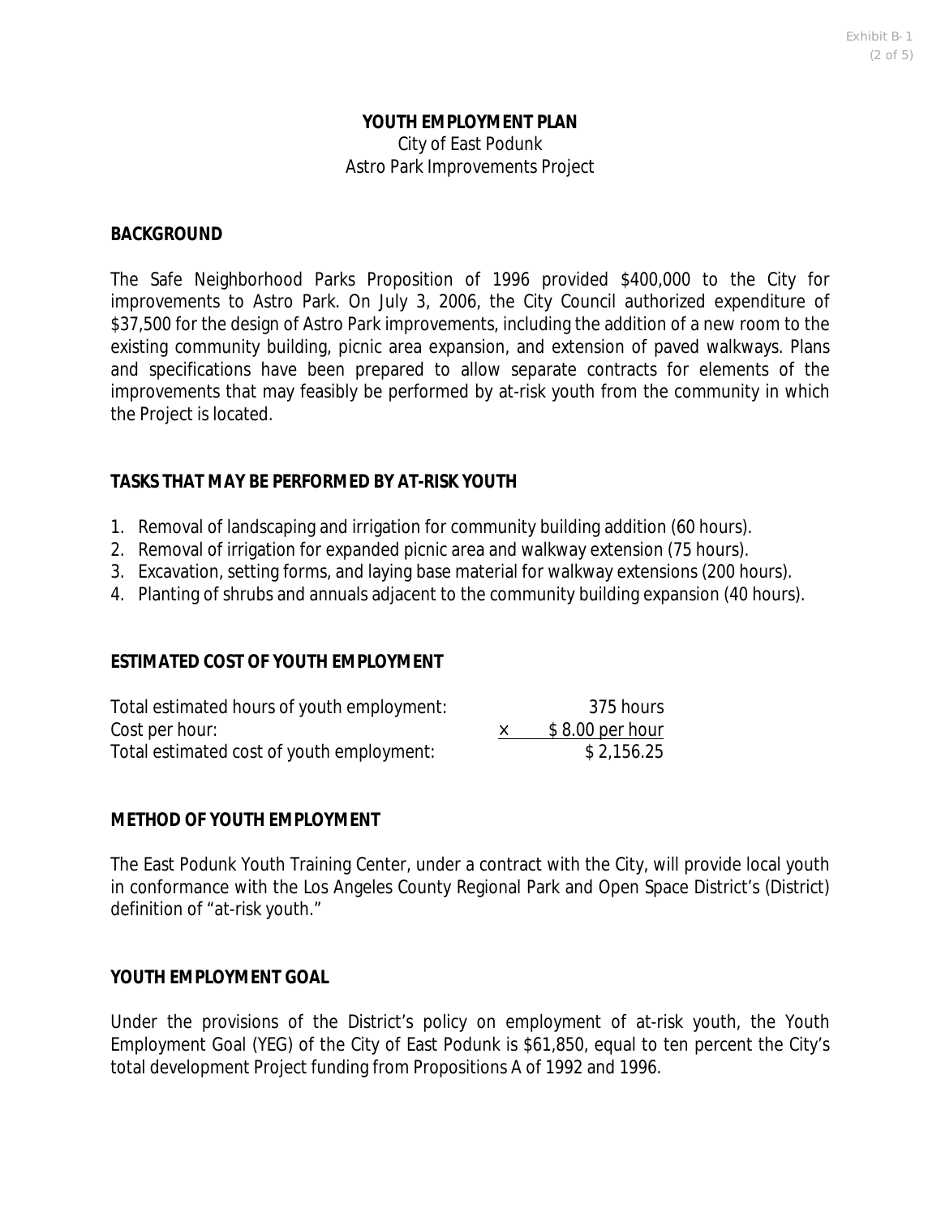Exhibit B-1

# YOUTH EMPLOYMENT PLAN

City of East Podunk
Astro Park Improvements Project

## BACKGROUND

The Safe Neighborhood Parks Proposition of 1996 provided $400,000 to the City for improvements to Astro Park. On July 3, 2006, the City Council authorized expenditure of $37,500 for the design of Astro Park improvements, including the addition of a new room to the existing community building, picnic area expansion, and extension of paved walkways. Plans and specifications have been prepared to allow separate contracts for elements of the improvements that may feasibly be performed by at-risk youth from the community in which the Project is located.

## TASKS THAT MAY BE PERFORMED BY AT-RISK YOUTH

1. Removal of landscaping and irrigation for community building addition (60 hours).
2. Removal of irrigation for expanded picnic area and walkway extension (75 hours).
3. Excavation, setting forms, and laying base material for walkway extensions (200 hours).
4. Planting of shrubs and annuals adjacent to the community building expansion (40 hours).

## ESTIMATED COST OF YOUTH EMPLOYMENT

| | | |
|---|---|---|
| Total estimated hours of youth employment: | | 375 hours |
| Cost per hour: | x | $ 8.00 per hour |
| Total estimated cost of youth employment: | | $ 2,156.25 |

## METHOD OF YOUTH EMPLOYMENT

The East Podunk Youth Training Center, under a contract with the City, will provide local youth in conformance with the Los Angeles County Regional Park and Open Space District's (District) definition of "at-risk youth."

## YOUTH EMPLOYMENT GOAL

Under the provisions of the District's policy on employment of at-risk youth, the Youth Employment Goal (YEG) of the City of East Podunk is $61,850, equal to ten percent the City's total development Project funding from Propositions A of 1992 and 1996.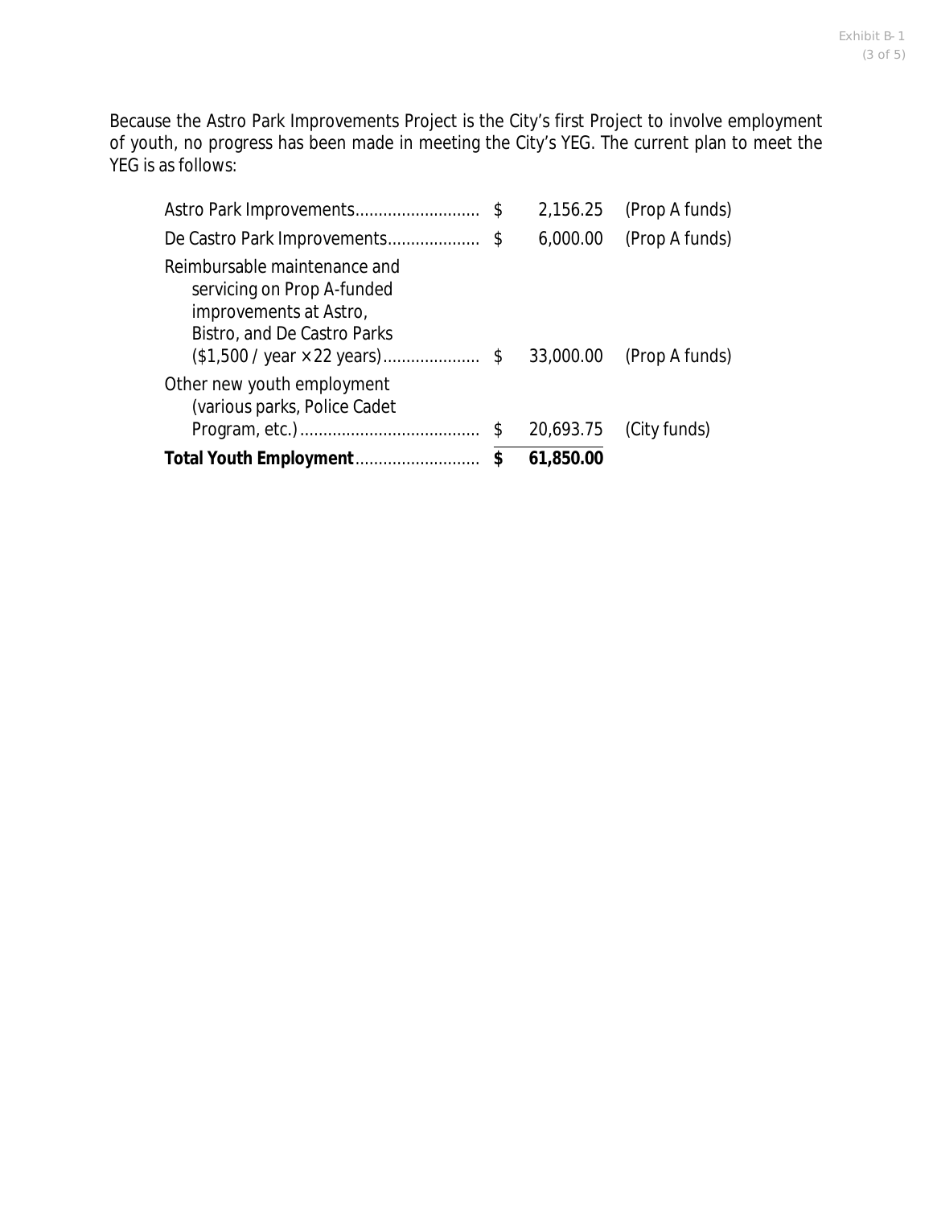Because the Astro Park Improvements Project is the City's first Project to involve employment of youth, no progress has been made in meeting the City's YEG. The current plan to meet the YEG is as follows:

| Item | | Amount | Source |
|---|---|---|---|
| Astro Park Improvements | $ | 2,156.25 | (Prop A funds) |
| De Castro Park Improvements | $ | 6,000.00 | (Prop A funds) |
| Reimbursable maintenance and servicing on Prop A-funded improvements at Astro, Bistro, and De Castro Parks ($1,500 / year × 22 years) | $ | 33,000.00 | (Prop A funds) |
| Other new youth employment (various parks, Police Cadet Program, etc.) | $ | 20,693.75 | (City funds) |
| **Total Youth Employment** | **$** | **61,850.00** | |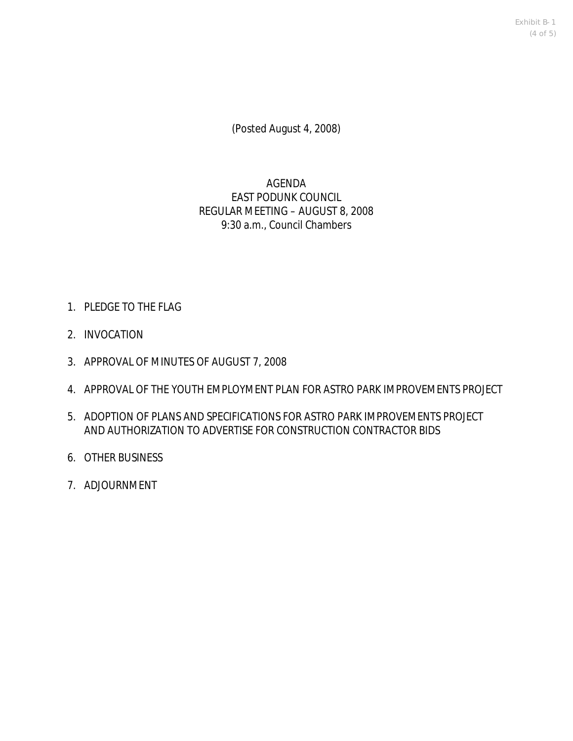*(Posted August 4, 2008)*

# AGENDA
## EAST PODUNK COUNCIL
## REGULAR MEETING – AUGUST 8, 2008
9:30 a.m., Council Chambers

1. PLEDGE TO THE FLAG
2. INVOCATION
3. APPROVAL OF MINUTES OF AUGUST 7, 2008
4. APPROVAL OF THE YOUTH EMPLOYMENT PLAN FOR ASTRO PARK IMPROVEMENTS PROJECT
5. ADOPTION OF PLANS AND SPECIFICATIONS FOR ASTRO PARK IMPROVEMENTS PROJECT AND AUTHORIZATION TO ADVERTISE FOR CONSTRUCTION CONTRACTOR BIDS
6. OTHER BUSINESS
7. ADJOURNMENT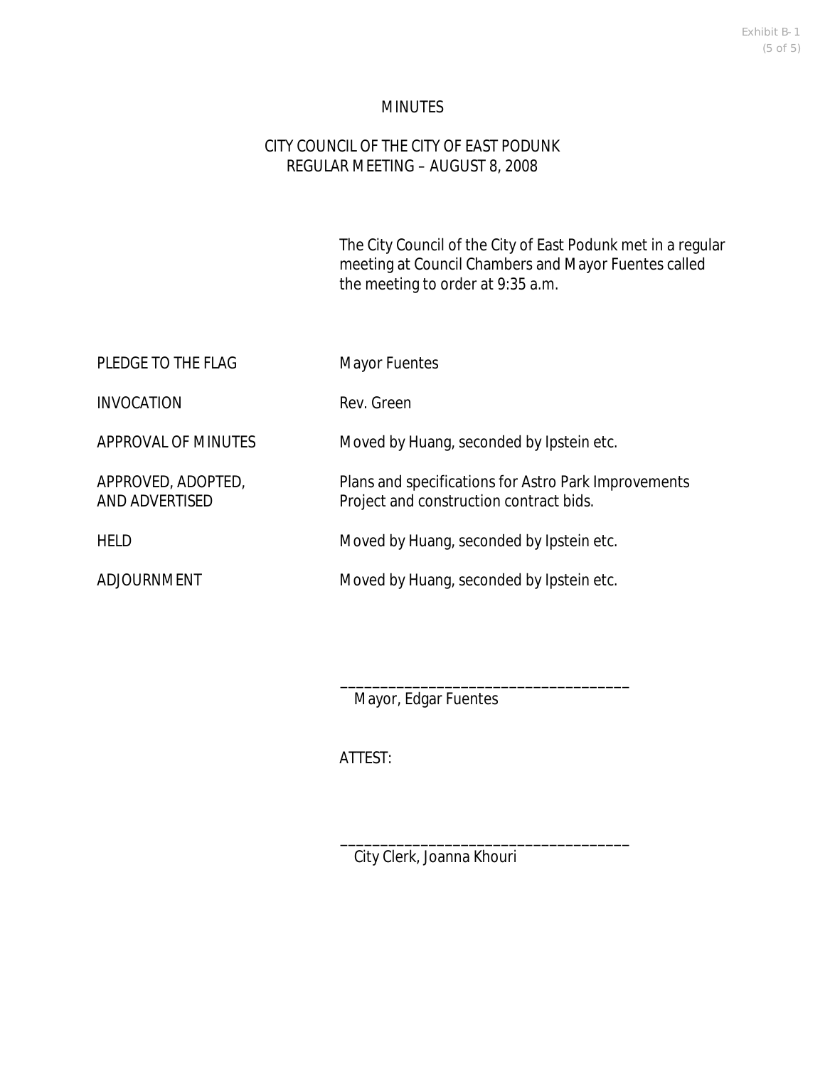# MINUTES

## CITY COUNCIL OF THE CITY OF EAST PODUNK
## REGULAR MEETING – AUGUST 8, 2008

The City Council of the City of East Podunk met in a regular meeting at Council Chambers and Mayor Fuentes called the meeting to order at 9:35 a.m.

| | |
|---|---|
| PLEDGE TO THE FLAG | Mayor Fuentes |
| INVOCATION | Rev. Green |
| APPROVAL OF MINUTES | Moved by Huang, seconded by Ipstein etc. |
| APPROVED, ADOPTED, AND ADVERTISED | Plans and specifications for Astro Park Improvements Project and construction contract bids. |
| HELD | Moved by Huang, seconded by Ipstein etc. |
| ADJOURNMENT | Moved by Huang, seconded by Ipstein etc. |

\_\_\_\_\_\_\_\_\_\_\_\_\_\_\_\_\_\_\_\_\_\_\_\_\_\_\_\_\_\_\_\_\_\_\_\_
Mayor, Edgar Fuentes

ATTEST:

\_\_\_\_\_\_\_\_\_\_\_\_\_\_\_\_\_\_\_\_\_\_\_\_\_\_\_\_\_\_\_\_\_\_\_\_
City Clerk, Joanna Khouri